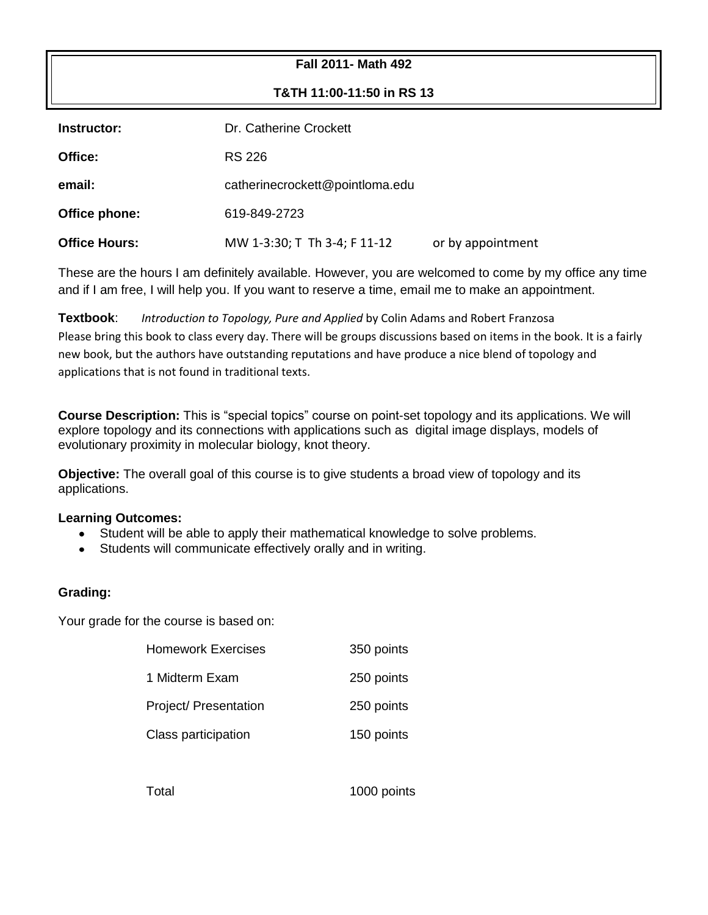# Fall 2011- Math 492

**T&TH 11:00-11:50 in RS 13**

| | | |
|---|---|---|
| **Instructor:** | Dr. Catherine Crockett | |
| **Office:** | RS 226 | |
| **email:** | catherinecrockett@pointloma.edu | |
| **Office phone:** | 619-849-2723 | |
| **Office Hours:** | MW 1-3:30; T Th 3-4; F 11-12 | or by appointment |

These are the hours I am definitely available. However, you are welcomed to come by my office any time and if I am free, I will help you. If you want to reserve a time, email me to make an appointment.

**Textbook**: *Introduction to Topology, Pure and Applied* by Colin Adams and Robert Franzosa
Please bring this book to class every day. There will be groups discussions based on items in the book. It is a fairly new book, but the authors have outstanding reputations and have produce a nice blend of topology and applications that is not found in traditional texts.

**Course Description:** This is "special topics" course on point-set topology and its applications. We will explore topology and its connections with applications such as digital image displays, models of evolutionary proximity in molecular biology, knot theory.

**Objective:** The overall goal of this course is to give students a broad view of topology and its applications.

**Learning Outcomes:**

- Student will be able to apply their mathematical knowledge to solve problems.
- Students will communicate effectively orally and in writing.

**Grading:**

Your grade for the course is based on:

| | |
|---|---|
| Homework Exercises | 350 points |
| 1 Midterm Exam | 250 points |
| Project/ Presentation | 250 points |
| Class participation | 150 points |
| | |
| Total | 1000 points |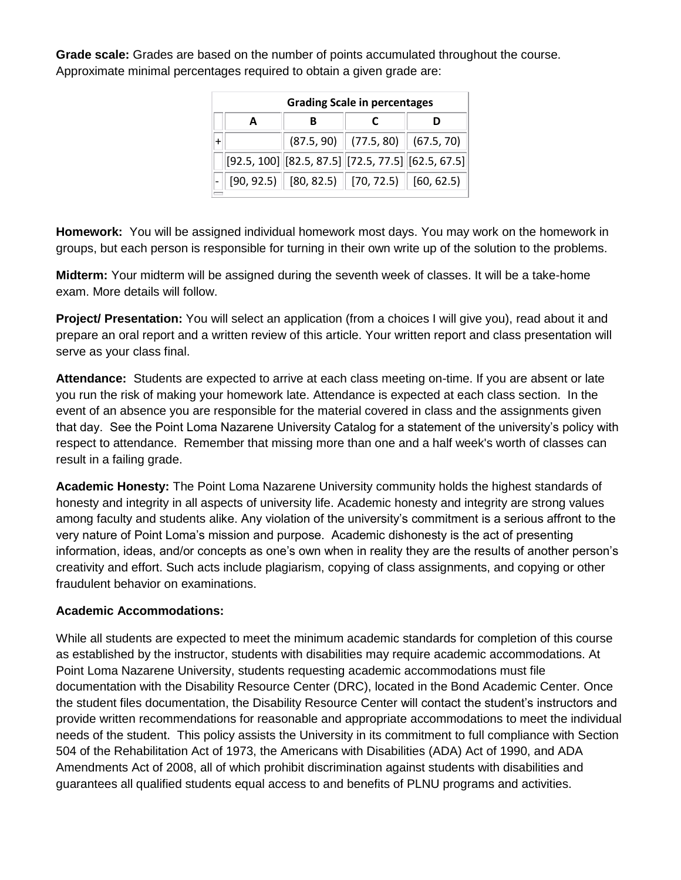**Grade scale:** Grades are based on the number of points accumulated throughout the course. Approximate minimal percentages required to obtain a given grade are:

| Grading Scale in percentages | | | | |
|---|---|---|---|---|
| | A | B | C | D |
| + | | (87.5, 90) | (77.5, 80) | (67.5, 70) |
| | [92.5, 100] | [82.5, 87.5] | [72.5, 77.5] | [62.5, 67.5] |
| - | [90, 92.5) | [80, 82.5) | [70, 72.5) | [60, 62.5) |

**Homework:** You will be assigned individual homework most days. You may work on the homework in groups, but each person is responsible for turning in their own write up of the solution to the problems.

**Midterm:** Your midterm will be assigned during the seventh week of classes. It will be a take-home exam. More details will follow.

**Project/ Presentation:** You will select an application (from a choices I will give you), read about it and prepare an oral report and a written review of this article. Your written report and class presentation will serve as your class final.

**Attendance:** Students are expected to arrive at each class meeting on-time. If you are absent or late you run the risk of making your homework late. Attendance is expected at each class section. In the event of an absence you are responsible for the material covered in class and the assignments given that day. See the Point Loma Nazarene University Catalog for a statement of the university's policy with respect to attendance. Remember that missing more than one and a half week's worth of classes can result in a failing grade.

**Academic Honesty:** The Point Loma Nazarene University community holds the highest standards of honesty and integrity in all aspects of university life. Academic honesty and integrity are strong values among faculty and students alike. Any violation of the university's commitment is a serious affront to the very nature of Point Loma's mission and purpose. Academic dishonesty is the act of presenting information, ideas, and/or concepts as one's own when in reality they are the results of another person's creativity and effort. Such acts include plagiarism, copying of class assignments, and copying or other fraudulent behavior on examinations.

**Academic Accommodations:**

While all students are expected to meet the minimum academic standards for completion of this course as established by the instructor, students with disabilities may require academic accommodations. At Point Loma Nazarene University, students requesting academic accommodations must file documentation with the Disability Resource Center (DRC), located in the Bond Academic Center. Once the student files documentation, the Disability Resource Center will contact the student's instructors and provide written recommendations for reasonable and appropriate accommodations to meet the individual needs of the student. This policy assists the University in its commitment to full compliance with Section 504 of the Rehabilitation Act of 1973, the Americans with Disabilities (ADA) Act of 1990, and ADA Amendments Act of 2008, all of which prohibit discrimination against students with disabilities and guarantees all qualified students equal access to and benefits of PLNU programs and activities.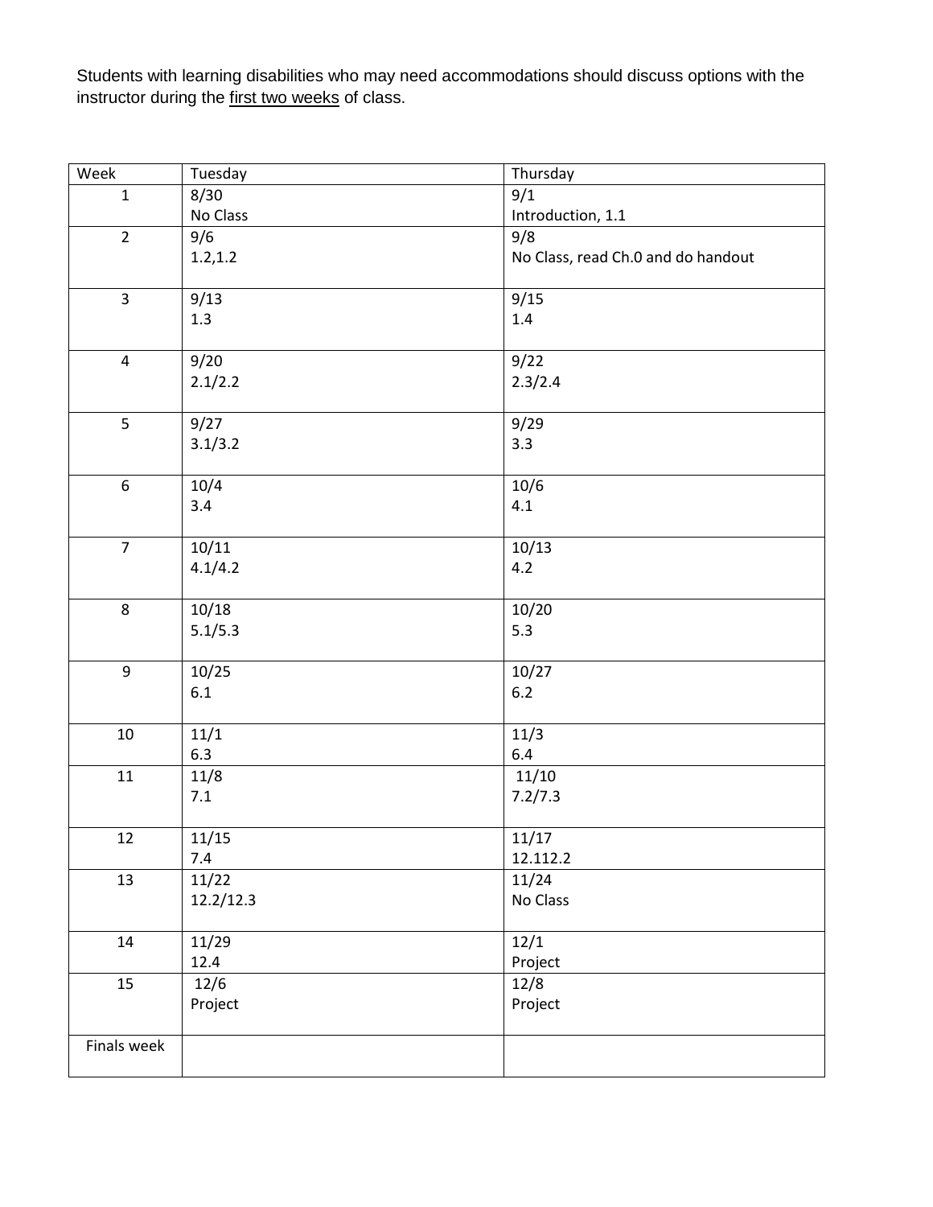Students with learning disabilities who may need accommodations should discuss options with the instructor during the first two weeks of class.

| Week | Tuesday | Thursday |
|---|---|---|
| 1 | 8/30<br>No Class | 9/1<br>Introduction, 1.1 |
| 2 | 9/6<br>1.2,1.2 | 9/8<br>No Class, read Ch.0 and do handout |
| 3 | 9/13<br>1.3 | 9/15<br>1.4 |
| 4 | 9/20<br>2.1/2.2 | 9/22<br>2.3/2.4 |
| 5 | 9/27<br>3.1/3.2 | 9/29<br>3.3 |
| 6 | 10/4<br>3.4 | 10/6<br>4.1 |
| 7 | 10/11<br>4.1/4.2 | 10/13<br>4.2 |
| 8 | 10/18<br>5.1/5.3 | 10/20<br>5.3 |
| 9 | 10/25<br>6.1 | 10/27<br>6.2 |
| 10 | 11/1<br>6.3 | 11/3<br>6.4 |
| 11 | 11/8<br>7.1 | 11/10<br>7.2/7.3 |
| 12 | 11/15<br>7.4 | 11/17<br>12.112.2 |
| 13 | 11/22<br>12.2/12.3 | 11/24<br>No Class |
| 14 | 11/29<br>12.4 | 12/1<br>Project |
| 15 | 12/6<br>Project | 12/8<br>Project |
| Finals week | | |